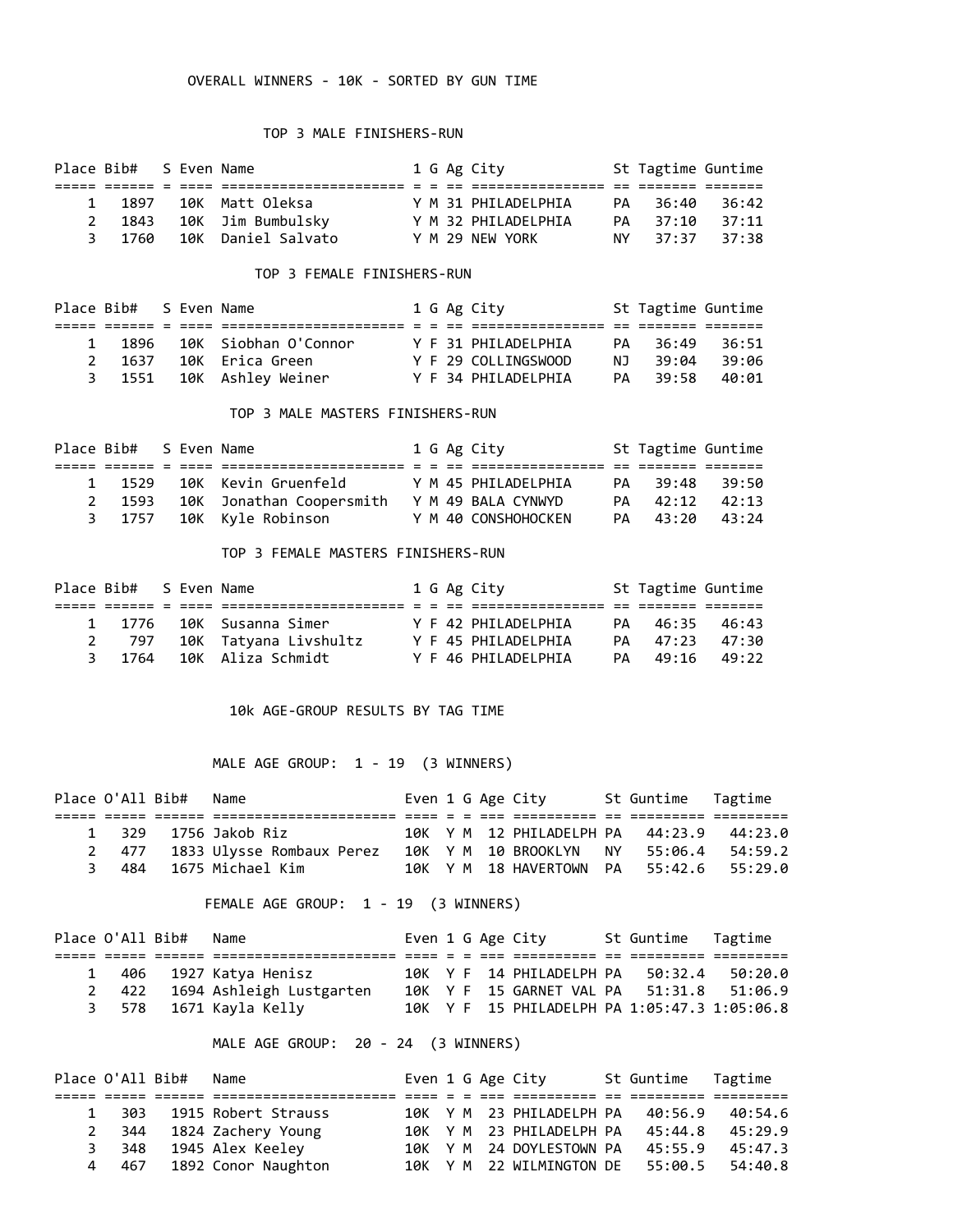## OVERALL WINNERS - 10K - SORTED BY GUN TIME

### TOP 3 MALE FINISHERS-RUN

| Place | Bib# | S | Even | Name | 1 | G | Ag | City | St | Tagtime | Guntime |
|---|---|---|---|---|---|---|---|---|---|---|---|
| 1 | 1897 | | 10K | Matt Oleksa | Y | M | 31 | PHILADELPHIA | PA | 36:40 | 36:42 |
| 2 | 1843 | | 10K | Jim Bumbulsky | Y | M | 32 | PHILADELPHIA | PA | 37:10 | 37:11 |
| 3 | 1760 | | 10K | Daniel Salvato | Y | M | 29 | NEW YORK | NY | 37:37 | 37:38 |

### TOP 3 FEMALE FINISHERS-RUN

| Place | Bib# | S | Even | Name | 1 | G | Ag | City | St | Tagtime | Guntime |
|---|---|---|---|---|---|---|---|---|---|---|---|
| 1 | 1896 | | 10K | Siobhan O'Connor | Y | F | 31 | PHILADELPHIA | PA | 36:49 | 36:51 |
| 2 | 1637 | | 10K | Erica Green | Y | F | 29 | COLLINGSWOOD | NJ | 39:04 | 39:06 |
| 3 | 1551 | | 10K | Ashley Weiner | Y | F | 34 | PHILADELPHIA | PA | 39:58 | 40:01 |

### TOP 3 MALE MASTERS FINISHERS-RUN

| Place | Bib# | S | Even | Name | 1 | G | Ag | City | St | Tagtime | Guntime |
|---|---|---|---|---|---|---|---|---|---|---|---|
| 1 | 1529 | | 10K | Kevin Gruenfeld | Y | M | 45 | PHILADELPHIA | PA | 39:48 | 39:50 |
| 2 | 1593 | | 10K | Jonathan Coopersmith | Y | M | 49 | BALA CYNWYD | PA | 42:12 | 42:13 |
| 3 | 1757 | | 10K | Kyle Robinson | Y | M | 40 | CONSHOHOCKEN | PA | 43:20 | 43:24 |

### TOP 3 FEMALE MASTERS FINISHERS-RUN

| Place | Bib# | S | Even | Name | 1 | G | Ag | City | St | Tagtime | Guntime |
|---|---|---|---|---|---|---|---|---|---|---|---|
| 1 | 1776 | | 10K | Susanna Simer | Y | F | 42 | PHILADELPHIA | PA | 46:35 | 46:43 |
| 2 | 797 | | 10K | Tatyana Livshultz | Y | F | 45 | PHILADELPHIA | PA | 47:23 | 47:30 |
| 3 | 1764 | | 10K | Aliza Schmidt | Y | F | 46 | PHILADELPHIA | PA | 49:16 | 49:22 |

## 10k AGE-GROUP RESULTS BY TAG TIME

### MALE AGE GROUP: 1 - 19 (3 WINNERS)

| Place | O'All | Bib# | Name | Even | 1 | G | Age | City | St | Guntime | Tagtime |
|---|---|---|---|---|---|---|---|---|---|---|---|
| 1 | 329 | 1756 | Jakob Riz | 10K | Y | M | 12 | PHILADELPH | PA | 44:23.9 | 44:23.0 |
| 2 | 477 | 1833 | Ulysse Rombaux Perez | 10K | Y | M | 10 | BROOKLYN | NY | 55:06.4 | 54:59.2 |
| 3 | 484 | 1675 | Michael Kim | 10K | Y | M | 18 | HAVERTOWN | PA | 55:42.6 | 55:29.0 |

### FEMALE AGE GROUP: 1 - 19 (3 WINNERS)

| Place | O'All | Bib# | Name | Even | 1 | G | Age | City | St | Guntime | Tagtime |
|---|---|---|---|---|---|---|---|---|---|---|---|
| 1 | 406 | 1927 | Katya Henisz | 10K | Y | F | 14 | PHILADELPH | PA | 50:32.4 | 50:20.0 |
| 2 | 422 | 1694 | Ashleigh Lustgarten | 10K | Y | F | 15 | GARNET VAL | PA | 51:31.8 | 51:06.9 |
| 3 | 578 | 1671 | Kayla Kelly | 10K | Y | F | 15 | PHILADELPH | PA | 1:05:47.3 | 1:05:06.8 |

### MALE AGE GROUP: 20 - 24 (3 WINNERS)

| Place | O'All | Bib# | Name | Even | 1 | G | Age | City | St | Guntime | Tagtime |
|---|---|---|---|---|---|---|---|---|---|---|---|
| 1 | 303 | 1915 | Robert Strauss | 10K | Y | M | 23 | PHILADELPH | PA | 40:56.9 | 40:54.6 |
| 2 | 344 | 1824 | Zachery Young | 10K | Y | M | 23 | PHILADELPH | PA | 45:44.8 | 45:29.9 |
| 3 | 348 | 1945 | Alex Keeley | 10K | Y | M | 24 | DOYLESTOWN | PA | 45:55.9 | 45:47.3 |
| 4 | 467 | 1892 | Conor Naughton | 10K | Y | M | 22 | WILMINGTON | DE | 55:00.5 | 54:40.8 |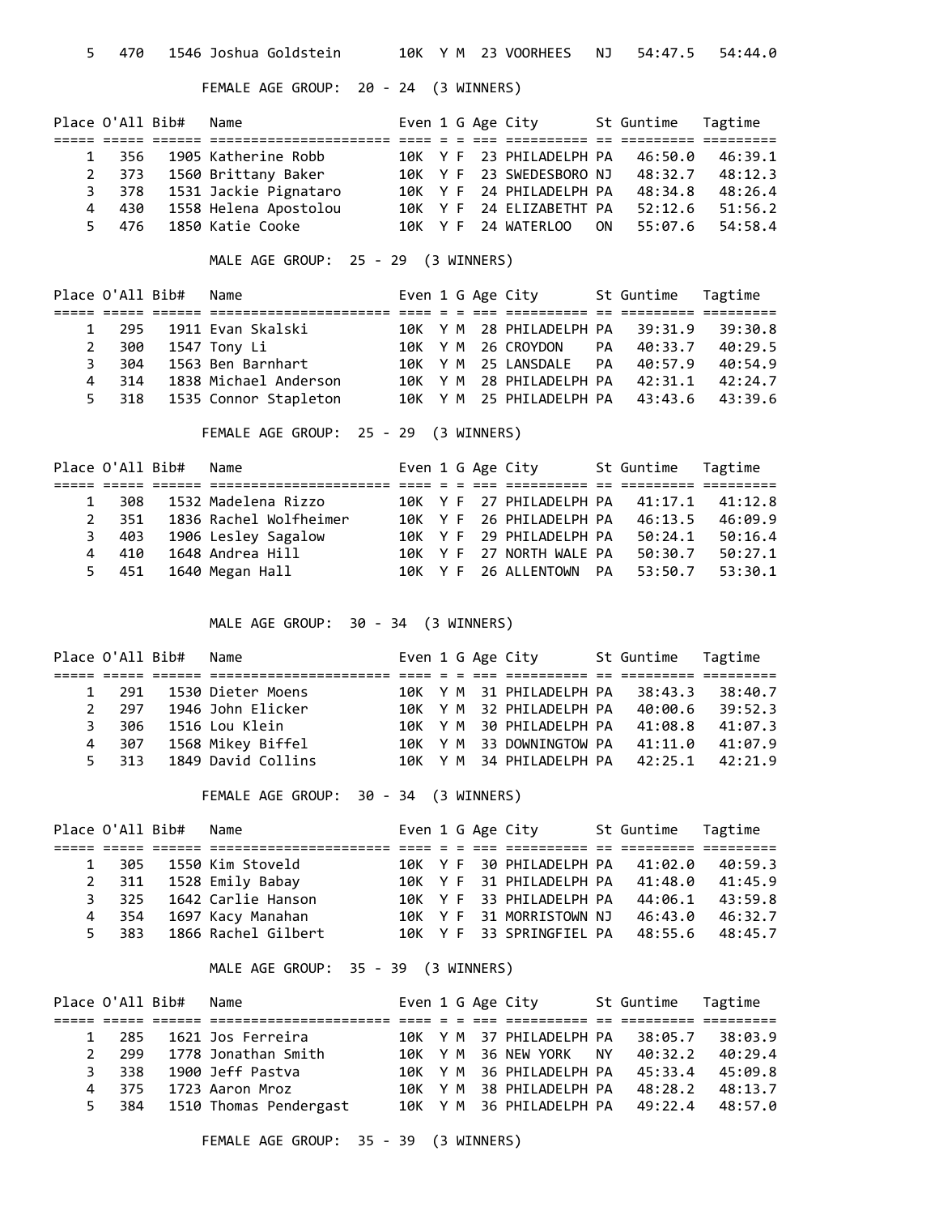| Place | O'All | Bib# | Name | Even | 1 | G | Age | City | St | Guntime | Tagtime |
|---|---|---|---|---|---|---|---|---|---|---|---|
| 5 | 470 | 1546 | Joshua Goldstein | 10K | Y | M | 23 | VOORHEES | NJ | 54:47.5 | 54:44.0 |

FEMALE AGE GROUP: 20 - 24 (3 WINNERS)

| Place | O'All | Bib# | Name | Even | 1 | G | Age | City | St | Guntime | Tagtime |
|---|---|---|---|---|---|---|---|---|---|---|---|
| 1 | 356 | 1905 | Katherine Robb | 10K | Y | F | 23 | PHILADELPH | PA | 46:50.0 | 46:39.1 |
| 2 | 373 | 1560 | Brittany Baker | 10K | Y | F | 23 | SWEDESBORO | NJ | 48:32.7 | 48:12.3 |
| 3 | 378 | 1531 | Jackie Pignataro | 10K | Y | F | 24 | PHILADELPH | PA | 48:34.8 | 48:26.4 |
| 4 | 430 | 1558 | Helena Apostolou | 10K | Y | F | 24 | ELIZABETHT | PA | 52:12.6 | 51:56.2 |
| 5 | 476 | 1850 | Katie Cooke | 10K | Y | F | 24 | WATERLOO | ON | 55:07.6 | 54:58.4 |

MALE AGE GROUP: 25 - 29 (3 WINNERS)

| Place | O'All | Bib# | Name | Even | 1 | G | Age | City | St | Guntime | Tagtime |
|---|---|---|---|---|---|---|---|---|---|---|---|
| 1 | 295 | 1911 | Evan Skalski | 10K | Y | M | 28 | PHILADELPH | PA | 39:31.9 | 39:30.8 |
| 2 | 300 | 1547 | Tony Li | 10K | Y | M | 26 | CROYDON | PA | 40:33.7 | 40:29.5 |
| 3 | 304 | 1563 | Ben Barnhart | 10K | Y | M | 25 | LANSDALE | PA | 40:57.9 | 40:54.9 |
| 4 | 314 | 1838 | Michael Anderson | 10K | Y | M | 28 | PHILADELPH | PA | 42:31.1 | 42:24.7 |
| 5 | 318 | 1535 | Connor Stapleton | 10K | Y | M | 25 | PHILADELPH | PA | 43:43.6 | 43:39.6 |

FEMALE AGE GROUP: 25 - 29 (3 WINNERS)

| Place | O'All | Bib# | Name | Even | 1 | G | Age | City | St | Guntime | Tagtime |
|---|---|---|---|---|---|---|---|---|---|---|---|
| 1 | 308 | 1532 | Madelena Rizzo | 10K | Y | F | 27 | PHILADELPH | PA | 41:17.1 | 41:12.8 |
| 2 | 351 | 1836 | Rachel Wolfheimer | 10K | Y | F | 26 | PHILADELPH | PA | 46:13.5 | 46:09.9 |
| 3 | 403 | 1906 | Lesley Sagalow | 10K | Y | F | 29 | PHILADELPH | PA | 50:24.1 | 50:16.4 |
| 4 | 410 | 1648 | Andrea Hill | 10K | Y | F | 27 | NORTH WALE | PA | 50:30.7 | 50:27.1 |
| 5 | 451 | 1640 | Megan Hall | 10K | Y | F | 26 | ALLENTOWN | PA | 53:50.7 | 53:30.1 |

MALE AGE GROUP: 30 - 34 (3 WINNERS)

| Place | O'All | Bib# | Name | Even | 1 | G | Age | City | St | Guntime | Tagtime |
|---|---|---|---|---|---|---|---|---|---|---|---|
| 1 | 291 | 1530 | Dieter Moens | 10K | Y | M | 31 | PHILADELPH | PA | 38:43.3 | 38:40.7 |
| 2 | 297 | 1946 | John Elicker | 10K | Y | M | 32 | PHILADELPH | PA | 40:00.6 | 39:52.3 |
| 3 | 306 | 1516 | Lou Klein | 10K | Y | M | 30 | PHILADELPH | PA | 41:08.8 | 41:07.3 |
| 4 | 307 | 1568 | Mikey Biffel | 10K | Y | M | 33 | DOWNINGTOW | PA | 41:11.0 | 41:07.9 |
| 5 | 313 | 1849 | David Collins | 10K | Y | M | 34 | PHILADELPH | PA | 42:25.1 | 42:21.9 |

FEMALE AGE GROUP: 30 - 34 (3 WINNERS)

| Place | O'All | Bib# | Name | Even | 1 | G | Age | City | St | Guntime | Tagtime |
|---|---|---|---|---|---|---|---|---|---|---|---|
| 1 | 305 | 1550 | Kim Stoveld | 10K | Y | F | 30 | PHILADELPH | PA | 41:02.0 | 40:59.3 |
| 2 | 311 | 1528 | Emily Babay | 10K | Y | F | 31 | PHILADELPH | PA | 41:48.0 | 41:45.9 |
| 3 | 325 | 1642 | Carlie Hanson | 10K | Y | F | 33 | PHILADELPH | PA | 44:06.1 | 43:59.8 |
| 4 | 354 | 1697 | Kacy Manahan | 10K | Y | F | 31 | MORRISTOWN | NJ | 46:43.0 | 46:32.7 |
| 5 | 383 | 1866 | Rachel Gilbert | 10K | Y | F | 33 | SPRINGFIEL | PA | 48:55.6 | 48:45.7 |

MALE AGE GROUP: 35 - 39 (3 WINNERS)

| Place | O'All | Bib# | Name | Even | 1 | G | Age | City | St | Guntime | Tagtime |
|---|---|---|---|---|---|---|---|---|---|---|---|
| 1 | 285 | 1621 | Jos Ferreira | 10K | Y | M | 37 | PHILADELPH | PA | 38:05.7 | 38:03.9 |
| 2 | 299 | 1778 | Jonathan Smith | 10K | Y | M | 36 | NEW YORK | NY | 40:32.2 | 40:29.4 |
| 3 | 338 | 1900 | Jeff Pastva | 10K | Y | M | 36 | PHILADELPH | PA | 45:33.4 | 45:09.8 |
| 4 | 375 | 1723 | Aaron Mroz | 10K | Y | M | 38 | PHILADELPH | PA | 48:28.2 | 48:13.7 |
| 5 | 384 | 1510 | Thomas Pendergast | 10K | Y | M | 36 | PHILADELPH | PA | 49:22.4 | 48:57.0 |

FEMALE AGE GROUP: 35 - 39 (3 WINNERS)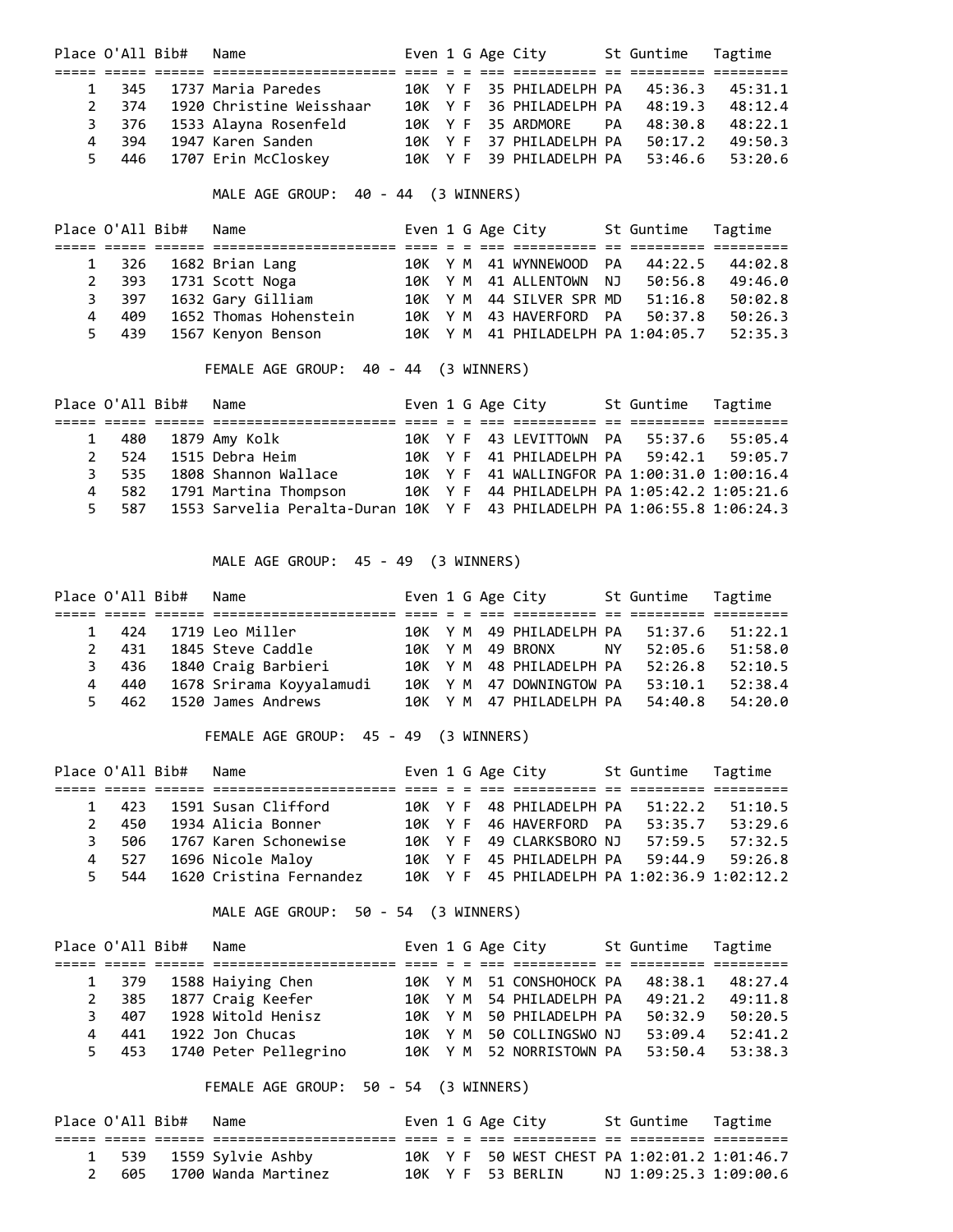| Place | O'All | Bib# | Name | Even | 1 | G | Age | City | St | Guntime | Tagtime |
|---|---|---|---|---|---|---|---|---|---|---|---|
| 1 | 345 | 1737 | Maria Paredes | 10K | Y | F | 35 | PHILADELPH | PA | 45:36.3 | 45:31.1 |
| 2 | 374 | 1920 | Christine Weisshaar | 10K | Y | F | 36 | PHILADELPH | PA | 48:19.3 | 48:12.4 |
| 3 | 376 | 1533 | Alayna Rosenfeld | 10K | Y | F | 35 | ARDMORE | PA | 48:30.8 | 48:22.1 |
| 4 | 394 | 1947 | Karen Sanden | 10K | Y | F | 37 | PHILADELPH | PA | 50:17.2 | 49:50.3 |
| 5 | 446 | 1707 | Erin McCloskey | 10K | Y | F | 39 | PHILADELPH | PA | 53:46.6 | 53:20.6 |

MALE AGE GROUP: 40 - 44 (3 WINNERS)

| Place | O'All | Bib# | Name | Even | 1 | G | Age | City | St | Guntime | Tagtime |
|---|---|---|---|---|---|---|---|---|---|---|---|
| 1 | 326 | 1682 | Brian Lang | 10K | Y | M | 41 | WYNNEWOOD | PA | 44:22.5 | 44:02.8 |
| 2 | 393 | 1731 | Scott Noga | 10K | Y | M | 41 | ALLENTOWN | NJ | 50:56.8 | 49:46.0 |
| 3 | 397 | 1632 | Gary Gilliam | 10K | Y | M | 44 | SILVER SPR | MD | 51:16.8 | 50:02.8 |
| 4 | 409 | 1652 | Thomas Hohenstein | 10K | Y | M | 43 | HAVERFORD | PA | 50:37.8 | 50:26.3 |
| 5 | 439 | 1567 | Kenyon Benson | 10K | Y | M | 41 | PHILADELPH | PA | 1:04:05.7 | 52:35.3 |

FEMALE AGE GROUP: 40 - 44 (3 WINNERS)

| Place | O'All | Bib# | Name | Even | 1 | G | Age | City | St | Guntime | Tagtime |
|---|---|---|---|---|---|---|---|---|---|---|---|
| 1 | 480 | 1879 | Amy Kolk | 10K | Y | F | 43 | LEVITTOWN | PA | 55:37.6 | 55:05.4 |
| 2 | 524 | 1515 | Debra Heim | 10K | Y | F | 41 | PHILADELPH | PA | 59:42.1 | 59:05.7 |
| 3 | 535 | 1808 | Shannon Wallace | 10K | Y | F | 41 | WALLINGFOR | PA | 1:00:31.0 | 1:00:16.4 |
| 4 | 582 | 1791 | Martina Thompson | 10K | Y | F | 44 | PHILADELPH | PA | 1:05:42.2 | 1:05:21.6 |
| 5 | 587 | 1553 | Sarvelia Peralta-Duran | 10K | Y | F | 43 | PHILADELPH | PA | 1:06:55.8 | 1:06:24.3 |

MALE AGE GROUP: 45 - 49 (3 WINNERS)

| Place | O'All | Bib# | Name | Even | 1 | G | Age | City | St | Guntime | Tagtime |
|---|---|---|---|---|---|---|---|---|---|---|---|
| 1 | 424 | 1719 | Leo Miller | 10K | Y | M | 49 | PHILADELPH | PA | 51:37.6 | 51:22.1 |
| 2 | 431 | 1845 | Steve Caddle | 10K | Y | M | 49 | BRONX | NY | 52:05.6 | 51:58.0 |
| 3 | 436 | 1840 | Craig Barbieri | 10K | Y | M | 48 | PHILADELPH | PA | 52:26.8 | 52:10.5 |
| 4 | 440 | 1678 | Srirama Koyyalamudi | 10K | Y | M | 47 | DOWNINGTOW | PA | 53:10.1 | 52:38.4 |
| 5 | 462 | 1520 | James Andrews | 10K | Y | M | 47 | PHILADELPH | PA | 54:40.8 | 54:20.0 |

FEMALE AGE GROUP: 45 - 49 (3 WINNERS)

| Place | O'All | Bib# | Name | Even | 1 | G | Age | City | St | Guntime | Tagtime |
|---|---|---|---|---|---|---|---|---|---|---|---|
| 1 | 423 | 1591 | Susan Clifford | 10K | Y | F | 48 | PHILADELPH | PA | 51:22.2 | 51:10.5 |
| 2 | 450 | 1934 | Alicia Bonner | 10K | Y | F | 46 | HAVERFORD | PA | 53:35.7 | 53:29.6 |
| 3 | 506 | 1767 | Karen Schonewise | 10K | Y | F | 49 | CLARKSBORO | NJ | 57:59.5 | 57:32.5 |
| 4 | 527 | 1696 | Nicole Maloy | 10K | Y | F | 45 | PHILADELPH | PA | 59:44.9 | 59:26.8 |
| 5 | 544 | 1620 | Cristina Fernandez | 10K | Y | F | 45 | PHILADELPH | PA | 1:02:36.9 | 1:02:12.2 |

MALE AGE GROUP: 50 - 54 (3 WINNERS)

| Place | O'All | Bib# | Name | Even | 1 | G | Age | City | St | Guntime | Tagtime |
|---|---|---|---|---|---|---|---|---|---|---|---|
| 1 | 379 | 1588 | Haiying Chen | 10K | Y | M | 51 | CONSHOHOCK | PA | 48:38.1 | 48:27.4 |
| 2 | 385 | 1877 | Craig Keefer | 10K | Y | M | 54 | PHILADELPH | PA | 49:21.2 | 49:11.8 |
| 3 | 407 | 1928 | Witold Henisz | 10K | Y | M | 50 | PHILADELPH | PA | 50:32.9 | 50:20.5 |
| 4 | 441 | 1922 | Jon Chucas | 10K | Y | M | 50 | COLLINGSWO | NJ | 53:09.4 | 52:41.2 |
| 5 | 453 | 1740 | Peter Pellegrino | 10K | Y | M | 52 | NORRISTOWN | PA | 53:50.4 | 53:38.3 |

FEMALE AGE GROUP: 50 - 54 (3 WINNERS)

| Place | O'All | Bib# | Name | Even | 1 | G | Age | City | St | Guntime | Tagtime |
|---|---|---|---|---|---|---|---|---|---|---|---|
| 1 | 539 | 1559 | Sylvie Ashby | 10K | Y | F | 50 | WEST CHEST | PA | 1:02:01.2 | 1:01:46.7 |
| 2 | 605 | 1700 | Wanda Martinez | 10K | Y | F | 53 | BERLIN | NJ | 1:09:25.3 | 1:09:00.6 |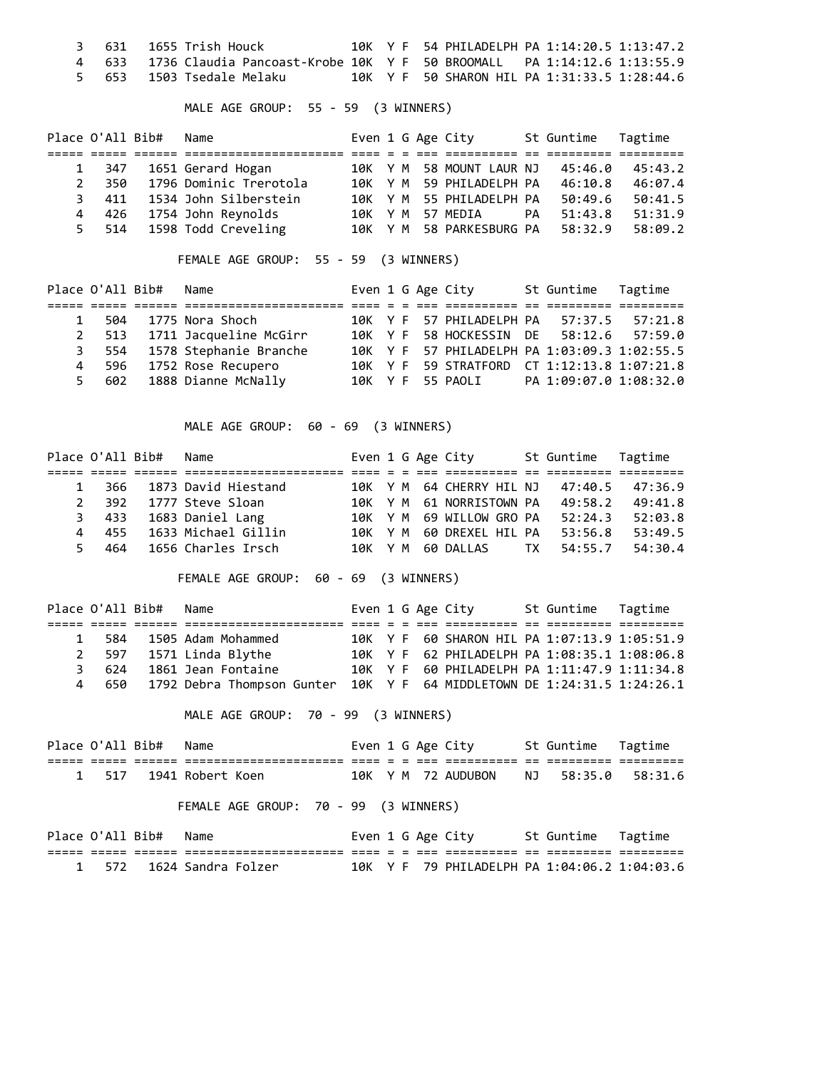| Place | O'All | Bib# | Name | Even | 1 | G | Age | City | St | Guntime | Tagtime |
|---|---|---|---|---|---|---|---|---|---|---|---|
| 3 | 631 | 1655 | Trish Houck | 10K | Y | F | 54 | PHILADELPH | PA | 1:14:20.5 | 1:13:47.2 |
| 4 | 633 | 1736 | Claudia Pancoast-Krobe | 10K | Y | F | 50 | BROOMALL | PA | 1:14:12.6 | 1:13:55.9 |
| 5 | 653 | 1503 | Tsedale Melaku | 10K | Y | F | 50 | SHARON HIL | PA | 1:31:33.5 | 1:28:44.6 |

MALE AGE GROUP: 55 - 59 (3 WINNERS)

| Place | O'All | Bib# | Name | Even | 1 | G | Age | City | St | Guntime | Tagtime |
|---|---|---|---|---|---|---|---|---|---|---|---|
| 1 | 347 | 1651 | Gerard Hogan | 10K | Y | M | 58 | MOUNT LAUR | NJ | 45:46.0 | 45:43.2 |
| 2 | 350 | 1796 | Dominic Trerotola | 10K | Y | M | 59 | PHILADELPH | PA | 46:10.8 | 46:07.4 |
| 3 | 411 | 1534 | John Silberstein | 10K | Y | M | 55 | PHILADELPH | PA | 50:49.6 | 50:41.5 |
| 4 | 426 | 1754 | John Reynolds | 10K | Y | M | 57 | MEDIA | PA | 51:43.8 | 51:31.9 |
| 5 | 514 | 1598 | Todd Creveling | 10K | Y | M | 58 | PARKESBURG | PA | 58:32.9 | 58:09.2 |

FEMALE AGE GROUP: 55 - 59 (3 WINNERS)

| Place | O'All | Bib# | Name | Even | 1 | G | Age | City | St | Guntime | Tagtime |
|---|---|---|---|---|---|---|---|---|---|---|---|
| 1 | 504 | 1775 | Nora Shoch | 10K | Y | F | 57 | PHILADELPH | PA | 57:37.5 | 57:21.8 |
| 2 | 513 | 1711 | Jacqueline McGirr | 10K | Y | F | 58 | HOCKESSIN | DE | 58:12.6 | 57:59.0 |
| 3 | 554 | 1578 | Stephanie Branche | 10K | Y | F | 57 | PHILADELPH | PA | 1:03:09.3 | 1:02:55.5 |
| 4 | 596 | 1752 | Rose Recupero | 10K | Y | F | 59 | STRATFORD | CT | 1:12:13.8 | 1:07:21.8 |
| 5 | 602 | 1888 | Dianne McNally | 10K | Y | F | 55 | PAOLI | PA | 1:09:07.0 | 1:08:32.0 |

MALE AGE GROUP: 60 - 69 (3 WINNERS)

| Place | O'All | Bib# | Name | Even | 1 | G | Age | City | St | Guntime | Tagtime |
|---|---|---|---|---|---|---|---|---|---|---|---|
| 1 | 366 | 1873 | David Hiestand | 10K | Y | M | 64 | CHERRY HIL | NJ | 47:40.5 | 47:36.9 |
| 2 | 392 | 1777 | Steve Sloan | 10K | Y | M | 61 | NORRISTOWN | PA | 49:58.2 | 49:41.8 |
| 3 | 433 | 1683 | Daniel Lang | 10K | Y | M | 69 | WILLOW GRO | PA | 52:24.3 | 52:03.8 |
| 4 | 455 | 1633 | Michael Gillin | 10K | Y | M | 60 | DREXEL HIL | PA | 53:56.8 | 53:49.5 |
| 5 | 464 | 1656 | Charles Irsch | 10K | Y | M | 60 | DALLAS | TX | 54:55.7 | 54:30.4 |

FEMALE AGE GROUP: 60 - 69 (3 WINNERS)

| Place | O'All | Bib# | Name | Even | 1 | G | Age | City | St | Guntime | Tagtime |
|---|---|---|---|---|---|---|---|---|---|---|---|
| 1 | 584 | 1505 | Adam Mohammed | 10K | Y | F | 60 | SHARON HIL | PA | 1:07:13.9 | 1:05:51.9 |
| 2 | 597 | 1571 | Linda Blythe | 10K | Y | F | 62 | PHILADELPH | PA | 1:08:35.1 | 1:08:06.8 |
| 3 | 624 | 1861 | Jean Fontaine | 10K | Y | F | 60 | PHILADELPH | PA | 1:11:47.9 | 1:11:34.8 |
| 4 | 650 | 1792 | Debra Thompson Gunter | 10K | Y | F | 64 | MIDDLETOWN | DE | 1:24:31.5 | 1:24:26.1 |

MALE AGE GROUP: 70 - 99 (3 WINNERS)

| Place | O'All | Bib# | Name | Even | 1 | G | Age | City | St | Guntime | Tagtime |
|---|---|---|---|---|---|---|---|---|---|---|---|
| 1 | 517 | 1941 | Robert Koen | 10K | Y | M | 72 | AUDUBON | NJ | 58:35.0 | 58:31.6 |

FEMALE AGE GROUP: 70 - 99 (3 WINNERS)

| Place | O'All | Bib# | Name | Even | 1 | G | Age | City | St | Guntime | Tagtime |
|---|---|---|---|---|---|---|---|---|---|---|---|
| 1 | 572 | 1624 | Sandra Folzer | 10K | Y | F | 79 | PHILADELPH | PA | 1:04:06.2 | 1:04:03.6 |